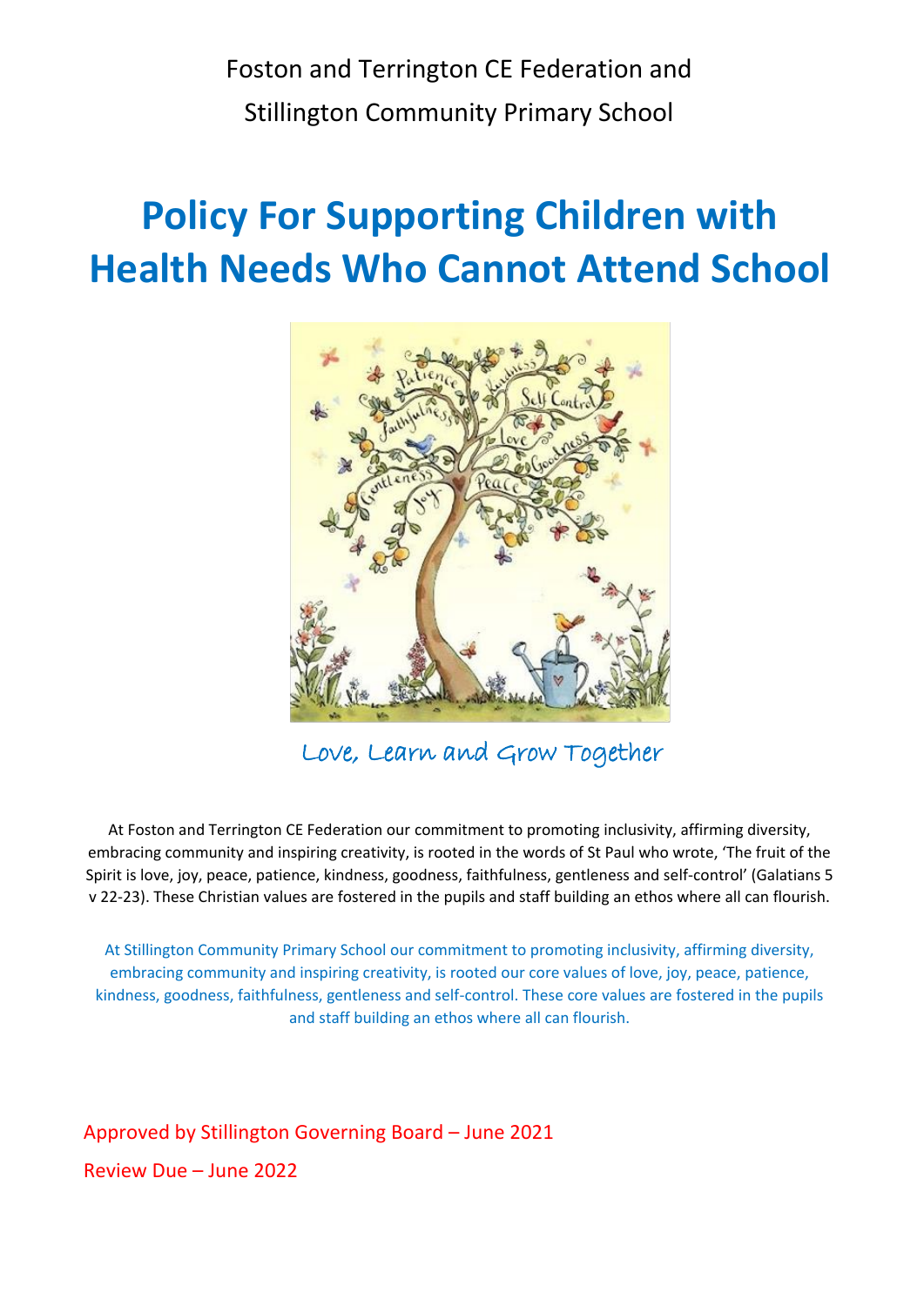Foston and Terrington CE Federation and

Stillington Community Primary School

# Policy For Supporting Children with Health Needs Who Cannot Attend School

Love, Learn and Grow Together

At Foston and Terrington CE Federation our commitment to promoting inclusivity, affirming diversity, embracing community and inspiring creativity, is rooted in the words of St Paul who wrote, 'The fruit of the Spirit is love, joy, peace, patience, kindness, goodness, faithfulness, gentleness and self-control' (Galatians 5 v 22-23). These Christian values are fostered in the pupils and staff building an ethos where all can flourish.

At Stillington Community Primary School our commitment to promoting inclusivity, affirming diversity, embracing community and inspiring creativity, is rooted our core values of love, joy, peace, patience, kindness, goodness, faithfulness, gentleness and self-control. These core values are fostered in the pupils and staff building an ethos where all can flourish.

Approved by Stillington Governing Board – June 2021

Review Due – June 2022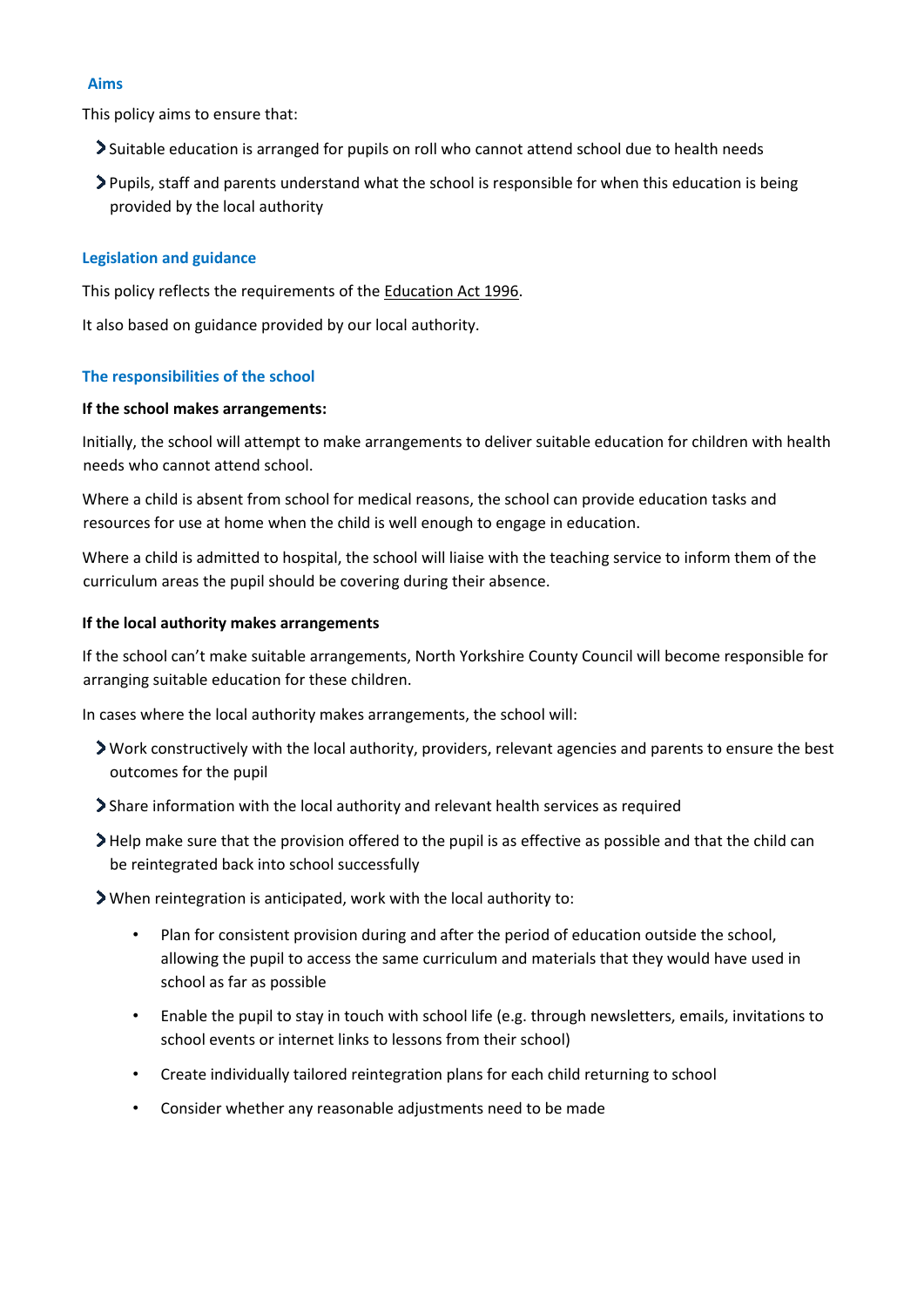## Aims

This policy aims to ensure that:

- Suitable education is arranged for pupils on roll who cannot attend school due to health needs
- Pupils, staff and parents understand what the school is responsible for when this education is being provided by the local authority

## Legislation and guidance

This policy reflects the requirements of the Education Act 1996.

It also based on guidance provided by our local authority.

## The responsibilities of the school

**If the school makes arrangements:**

Initially, the school will attempt to make arrangements to deliver suitable education for children with health needs who cannot attend school.

Where a child is absent from school for medical reasons, the school can provide education tasks and resources for use at home when the child is well enough to engage in education.

Where a child is admitted to hospital, the school will liaise with the teaching service to inform them of the curriculum areas the pupil should be covering during their absence.

**If the local authority makes arrangements**

If the school can't make suitable arrangements, North Yorkshire County Council will become responsible for arranging suitable education for these children.

In cases where the local authority makes arrangements, the school will:

- Work constructively with the local authority, providers, relevant agencies and parents to ensure the best outcomes for the pupil
- Share information with the local authority and relevant health services as required
- Help make sure that the provision offered to the pupil is as effective as possible and that the child can be reintegrated back into school successfully
- When reintegration is anticipated, work with the local authority to:
    - Plan for consistent provision during and after the period of education outside the school, allowing the pupil to access the same curriculum and materials that they would have used in school as far as possible
    - Enable the pupil to stay in touch with school life (e.g. through newsletters, emails, invitations to school events or internet links to lessons from their school)
    - Create individually tailored reintegration plans for each child returning to school
    - Consider whether any reasonable adjustments need to be made